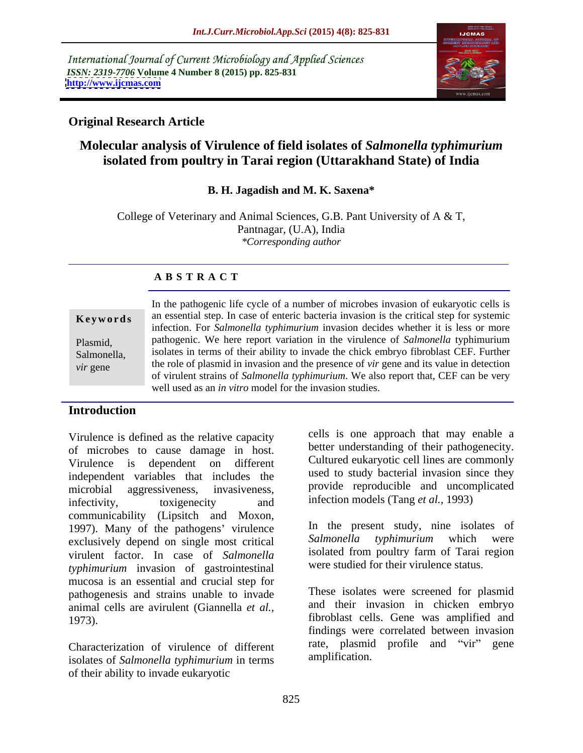International Journal of Current Microbiology and Applied Sciences
*ISSN: 2319-7706* **Volume 4 Number 8 (2015) pp. 825-831**
**http://www.ijcmas.com**

**Original Research Article**

# Molecular analysis of Virulence of field isolates of *Salmonella typhimurium* isolated from poultry in Tarai region (Uttarakhand State) of India

**B. H. Jagadish and M. K. Saxena***

College of Veterinary and Animal Sciences, G.B. Pant University of A & T, Pantnagar, (U.A), India
*\*Corresponding author*

## A B S T R A C T

**Keywords**

Plasmid, Salmonella, *vir* gene

In the pathogenic life cycle of a number of microbes invasion of eukaryotic cells is an essential step. In case of enteric bacteria invasion is the critical step for systemic infection. For *Salmonella typhimurium* invasion decides whether it is less or more pathogenic. We here report variation in the virulence of *Salmonella* typhimurium isolates in terms of their ability to invade the chick embryo fibroblast CEF. Further the role of plasmid in invasion and the presence of *vir* gene and its value in detection of virulent strains of *Salmonella typhimurium*. We also report that, CEF can be very well used as an *in vitro* model for the invasion studies.

## Introduction

Virulence is defined as the relative capacity of microbes to cause damage in host. Virulence is dependent on different independent variables that includes the microbial aggressiveness, invasiveness, infectivity, toxigenecity and communicability (Lipsitch and Moxon, 1997). Many of the pathogens' virulence exclusively depend on single most critical virulent factor. In case of *Salmonella typhimurium* invasion of gastrointestinal mucosa is an essential and crucial step for pathogenesis and strains unable to invade animal cells are avirulent (Giannella *et al.,* 1973).

Characterization of virulence of different isolates of *Salmonella typhimurium* in terms of their ability to invade eukaryotic cells is one approach that may enable a better understanding of their pathogenecity. Cultured eukaryotic cell lines are commonly used to study bacterial invasion since they provide reproducible and uncomplicated infection models (Tang *et al.,* 1993)

In the present study, nine isolates of *Salmonella typhimurium* which were isolated from poultry farm of Tarai region were studied for their virulence status.

These isolates were screened for plasmid and their invasion in chicken embryo fibroblast cells. Gene was amplified and findings were correlated between invasion rate, plasmid profile and "vir" gene amplification.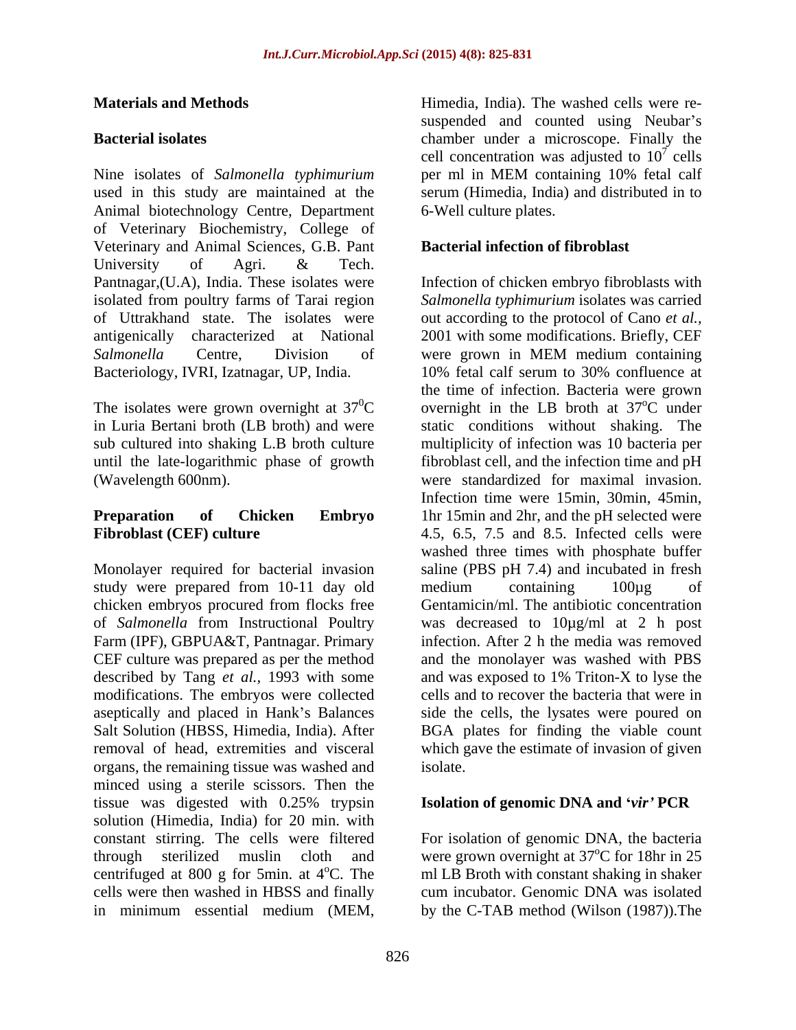## Materials and Methods

### Bacterial isolates

Nine isolates of *Salmonella typhimurium* used in this study are maintained at the Animal biotechnology Centre, Department of Veterinary Biochemistry, College of Veterinary and Animal Sciences, G.B. Pant University of Agri. & Tech. Pantnagar,(U.A), India. These isolates were isolated from poultry farms of Tarai region of Uttrakhand state. The isolates were antigenically characterized at National *Salmonella* Centre, Division of Bacteriology, IVRI, Izatnagar, UP, India.

The isolates were grown overnight at $37^0$C in Luria Bertani broth (LB broth) and were sub cultured into shaking L.B broth culture until the late-logarithmic phase of growth (Wavelength 600nm).

### Preparation of Chicken Embryo Fibroblast (CEF) culture

Monolayer required for bacterial invasion study were prepared from 10-11 day old chicken embryos procured from flocks free of *Salmonella* from Instructional Poultry Farm (IPF), GBPUA&T, Pantnagar. Primary CEF culture was prepared as per the method described by Tang *et al.,* 1993 with some modifications. The embryos were collected aseptically and placed in Hank's Balances Salt Solution (HBSS, Himedia, India). After removal of head, extremities and visceral organs, the remaining tissue was washed and minced using a sterile scissors. Then the tissue was digested with 0.25% trypsin solution (Himedia, India) for 20 min. with constant stirring. The cells were filtered through sterilized muslin cloth and centrifuged at 800 g for 5min. at $4^o$C. The cells were then washed in HBSS and finally in minimum essential medium (MEM, Himedia, India). The washed cells were re-suspended and counted using Neubar's chamber under a microscope. Finally the cell concentration was adjusted to $10^7$ cells per ml in MEM containing 10% fetal calf serum (Himedia, India) and distributed in to 6-Well culture plates.

### Bacterial infection of fibroblast

Infection of chicken embryo fibroblasts with *Salmonella typhimurium* isolates was carried out according to the protocol of Cano *et al.,* 2001 with some modifications. Briefly, CEF were grown in MEM medium containing 10% fetal calf serum to 30% confluence at the time of infection. Bacteria were grown overnight in the LB broth at $37^o$C under static conditions without shaking. The multiplicity of infection was 10 bacteria per fibroblast cell, and the infection time and pH were standardized for maximal invasion. Infection time were 15min, 30min, 45min, 1hr 15min and 2hr, and the pH selected were 4.5, 6.5, 7.5 and 8.5. Infected cells were washed three times with phosphate buffer saline (PBS pH 7.4) and incubated in fresh medium containing 100µg of Gentamicin/ml. The antibiotic concentration was decreased to 10µg/ml at 2 h post infection. After 2 h the media was removed and the monolayer was washed with PBS and was exposed to 1% Triton-X to lyse the cells and to recover the bacteria that were in side the cells, the lysates were poured on BGA plates for finding the viable count which gave the estimate of invasion of given isolate.

### Isolation of genomic DNA and '*vir'* PCR

For isolation of genomic DNA, the bacteria were grown overnight at $37^o$C for 18hr in 25 ml LB Broth with constant shaking in shaker cum incubator. Genomic DNA was isolated by the C-TAB method (Wilson (1987)).The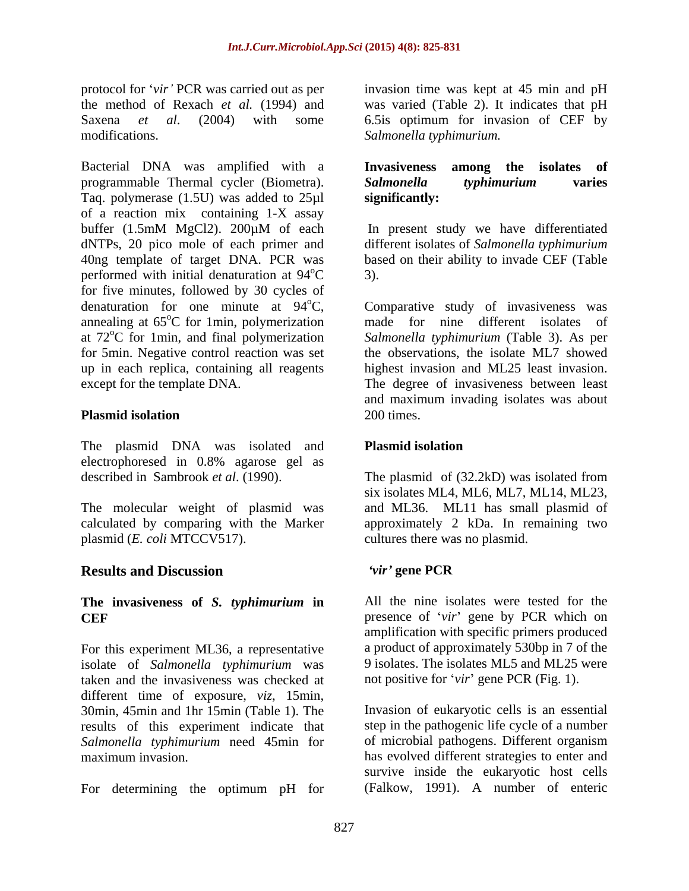protocol for '*vir'* PCR was carried out as per the method of Rexach *et al.* (1994) and Saxena *et al*. (2004) with some modifications.

Bacterial DNA was amplified with a programmable Thermal cycler (Biometra). Taq. polymerase (1.5U) was added to 25µl of a reaction mix containing 1-X assay buffer (1.5mM MgCl2). 200µM of each dNTPs, 20 pico mole of each primer and 40ng template of target DNA. PCR was performed with initial denaturation at 94$^o$C for five minutes, followed by 30 cycles of denaturation for one minute at 94$^o$C, annealing at 65$^o$C for 1min, polymerization at 72$^o$C for 1min, and final polymerization for 5min. Negative control reaction was set up in each replica, containing all reagents except for the template DNA.

### Plasmid isolation

The plasmid DNA was isolated and electrophoresed in 0.8% agarose gel as described in Sambrook *et al*. (1990).

The molecular weight of plasmid was calculated by comparing with the Marker plasmid (*E. coli* MTCCV517).

## Results and Discussion

### The invasiveness of *S. typhimurium* in CEF

For this experiment ML36, a representative isolate of *Salmonella typhimurium* was taken and the invasiveness was checked at different time of exposure, *viz*, 15min, 30min, 45min and 1hr 15min (Table 1). The results of this experiment indicate that *Salmonella typhimurium* need 45min for maximum invasion.

For determining the optimum pH for invasion time was kept at 45 min and pH was varied (Table 2). It indicates that pH 6.5is optimum for invasion of CEF by *Salmonella typhimurium.*

### Invasiveness among the isolates of *Salmonella typhimurium* varies significantly:

In present study we have differentiated different isolates of *Salmonella typhimurium* based on their ability to invade CEF (Table 3).

Comparative study of invasiveness was made for nine different isolates of *Salmonella typhimurium* (Table 3). As per the observations, the isolate ML7 showed highest invasion and ML25 least invasion. The degree of invasiveness between least and maximum invading isolates was about 200 times.

### Plasmid isolation

The plasmid of (32.2kD) was isolated from six isolates ML4, ML6, ML7, ML14, ML23, and ML36. ML11 has small plasmid of approximately 2 kDa. In remaining two cultures there was no plasmid.

### *'vir'* gene PCR

All the nine isolates were tested for the presence of '*vir*' gene by PCR which on amplification with specific primers produced a product of approximately 530bp in 7 of the 9 isolates. The isolates ML5 and ML25 were not positive for '*vir*' gene PCR (Fig. 1).

Invasion of eukaryotic cells is an essential step in the pathogenic life cycle of a number of microbial pathogens. Different organism has evolved different strategies to enter and survive inside the eukaryotic host cells (Falkow, 1991). A number of enteric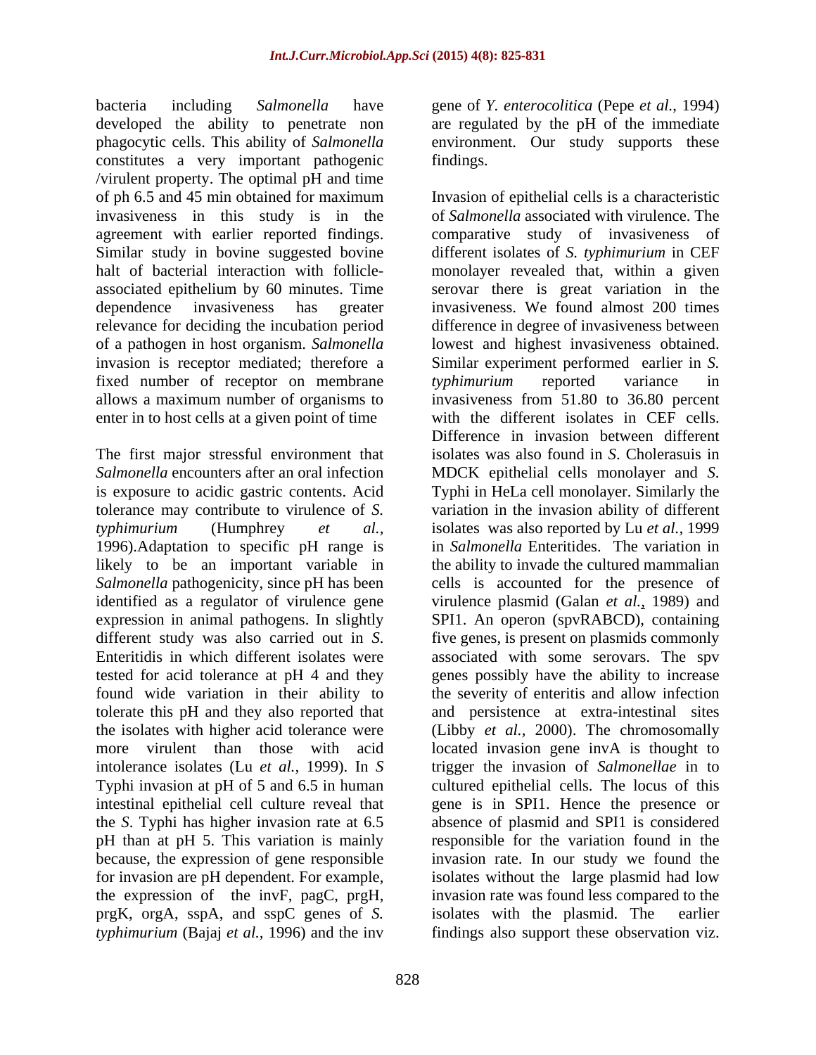bacteria including *Salmonella* have developed the ability to penetrate non phagocytic cells. This ability of *Salmonella* constitutes a very important pathogenic /virulent property. The optimal pH and time of ph 6.5 and 45 min obtained for maximum invasiveness in this study is in the agreement with earlier reported findings. Similar study in bovine suggested bovine halt of bacterial interaction with follicle-associated epithelium by 60 minutes. Time dependence invasiveness has greater relevance for deciding the incubation period of a pathogen in host organism. *Salmonella* invasion is receptor mediated; therefore a fixed number of receptor on membrane allows a maximum number of organisms to enter in to host cells at a given point of time

The first major stressful environment that *Salmonella* encounters after an oral infection is exposure to acidic gastric contents. Acid tolerance may contribute to virulence of *S. typhimurium* (Humphrey *et al.*, 1996).Adaptation to specific pH range is likely to be an important variable in *Salmonella* pathogenicity, since pH has been identified as a regulator of virulence gene expression in animal pathogens. In slightly different study was also carried out in *S.* Enteritidis in which different isolates were tested for acid tolerance at pH 4 and they found wide variation in their ability to tolerate this pH and they also reported that the isolates with higher acid tolerance were more virulent than those with acid intolerance isolates (Lu *et al.*, 1999). In *S* Typhi invasion at pH of 5 and 6.5 in human intestinal epithelial cell culture reveal that the *S*. Typhi has higher invasion rate at 6.5 pH than at pH 5. This variation is mainly because, the expression of gene responsible for invasion are pH dependent. For example, the expression of the invF, pagC, prgH, prgK, orgA, sspA, and sspC genes of *S. typhimurium* (Bajaj *et al.*, 1996) and the inv gene of *Y. enterocolitica* (Pepe *et al.*, 1994) are regulated by the pH of the immediate environment. Our study supports these findings.

Invasion of epithelial cells is a characteristic of *Salmonella* associated with virulence. The comparative study of invasiveness of different isolates of *S. typhimurium* in CEF monolayer revealed that, within a given serovar there is great variation in the invasiveness. We found almost 200 times difference in degree of invasiveness between lowest and highest invasiveness obtained. Similar experiment performed earlier in *S. typhimurium* reported variance in invasiveness from 51.80 to 36.80 percent with the different isolates in CEF cells. Difference in invasion between different isolates was also found in *S*. Cholerasuis in MDCK epithelial cells monolayer and *S*. Typhi in HeLa cell monolayer. Similarly the variation in the invasion ability of different isolates was also reported by Lu *et al.*, 1999 in *Salmonella* Enteritides. The variation in the ability to invade the cultured mammalian cells is accounted for the presence of virulence plasmid (Galan *et al.*, 1989) and SPI1. An operon (spvRABCD), containing five genes, is present on plasmids commonly associated with some serovars. The spv genes possibly have the ability to increase the severity of enteritis and allow infection and persistence at extra-intestinal sites (Libby *et al.*, 2000). The chromosomally located invasion gene invA is thought to trigger the invasion of *Salmonellae* in to cultured epithelial cells. The locus of this gene is in SPI1. Hence the presence or absence of plasmid and SPI1 is considered responsible for the variation found in the invasion rate. In our study we found the isolates without the large plasmid had low invasion rate was found less compared to the isolates with the plasmid. The earlier findings also support these observation viz.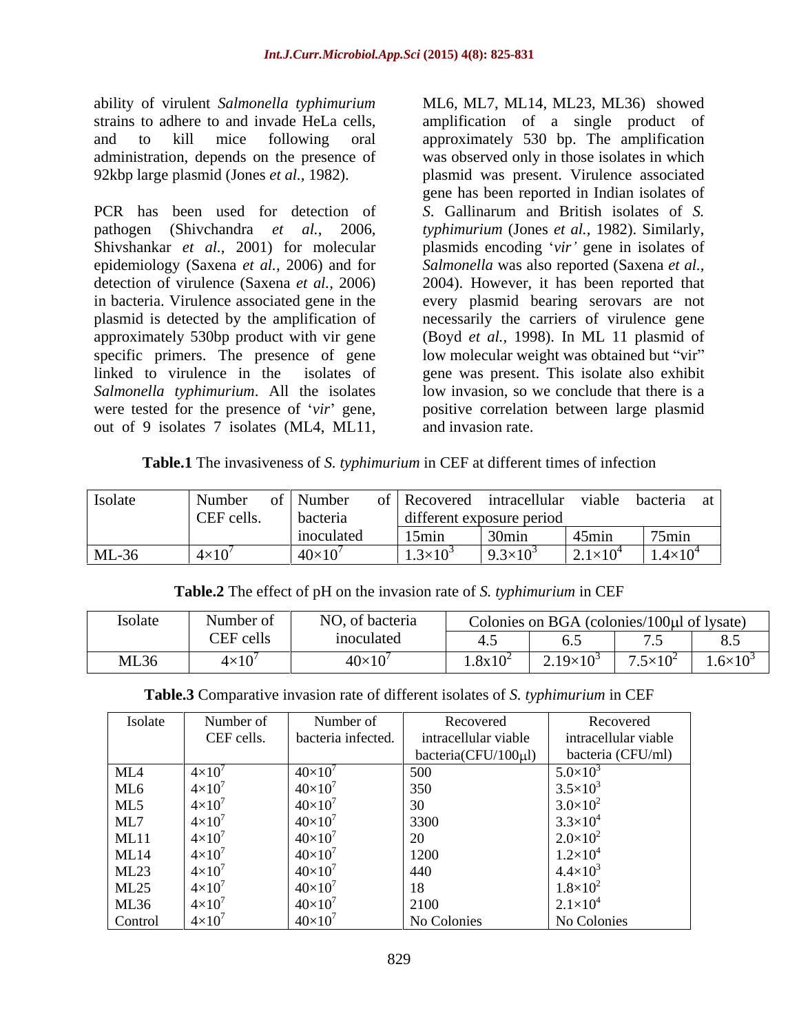ability of virulent *Salmonella typhimurium* strains to adhere to and invade HeLa cells, and to kill mice following oral administration, depends on the presence of 92kbp large plasmid (Jones *et al.,* 1982).

PCR has been used for detection of pathogen (Shivchandra *et al.,* 2006, Shivshankar *et al.,* 2001) for molecular epidemiology (Saxena *et al.,* 2006) and for detection of virulence (Saxena *et al.,* 2006) in bacteria. Virulence associated gene in the plasmid is detected by the amplification of approximately 530bp product with vir gene specific primers. The presence of gene linked to virulence in the isolates of *Salmonella typhimurium*. All the isolates were tested for the presence of '*vir*' gene, out of 9 isolates 7 isolates (ML4, ML11, ML6, ML7, ML14, ML23, ML36) showed amplification of a single product of approximately 530 bp. The amplification was observed only in those isolates in which plasmid was present. Virulence associated gene has been reported in Indian isolates of *S.* Gallinarum and British isolates of *S. typhimurium* (Jones *et al.,* 1982). Similarly, plasmids encoding '*vir'* gene in isolates of *Salmonella* was also reported (Saxena *et al.,* 2004). However, it has been reported that every plasmid bearing serovars are not necessarily the carriers of virulence gene (Boyd *et al.,* 1998). In ML 11 plasmid of low molecular weight was obtained but "vir" gene was present. This isolate also exhibit low invasion, so we conclude that there is a positive correlation between large plasmid and invasion rate.

**Table.1** The invasiveness of *S. typhimurium* in CEF at different times of infection

| Isolate | Number of CEF cells. | Number of bacteria inoculated | Recovered intracellular viable bacteria at different exposure period | | | |
|---|---|---|---|---|---|---|
| | | | 15min | 30min | 45min | 75min |
| ML-36 | $4\times10^7$ | $40\times10^7$ | $1.3\times10^3$ | $9.3\times10^3$ | $2.1\times10^4$ | $1.4\times10^4$ |

**Table.2** The effect of pH on the invasion rate of *S. typhimurium* in CEF

| Isolate | Number of CEF cells | NO, of bacteria inoculated | Colonies on BGA (colonies/100μl of lysate) | | | |
|---|---|---|---|---|---|---|
| | | | 4.5 | 6.5 | 7.5 | 8.5 |
| ML36 | $4\times10^7$ | $40\times10^7$ | $1.8\text{x}10^2$ | $2.19\times10^3$ | $7.5\times10^2$ | $1.6\times10^3$ |

**Table.3** Comparative invasion rate of different isolates of *S. typhimurium* in CEF

| Isolate | Number of CEF cells. | Number of bacteria infected. | Recovered intracellular viable bacteria(CFU/100μl) | Recovered intracellular viable bacteria (CFU/ml) |
|---|---|---|---|---|
| ML4 | $4\times10^7$ | $40\times10^7$ | 500 | $5.0\times10^3$ |
| ML6 | $4\times10^7$ | $40\times10^7$ | 350 | $3.5\times10^3$ |
| ML5 | $4\times10^7$ | $40\times10^7$ | 30 | $3.0\times10^2$ |
| ML7 | $4\times10^7$ | $40\times10^7$ | 3300 | $3.3\times10^4$ |
| ML11 | $4\times10^7$ | $40\times10^7$ | 20 | $2.0\times10^2$ |
| ML14 | $4\times10^7$ | $40\times10^7$ | 1200 | $1.2\times10^4$ |
| ML23 | $4\times10^7$ | $40\times10^7$ | 440 | $4.4\times10^3$ |
| ML25 | $4\times10^7$ | $40\times10^7$ | 18 | $1.8\times10^2$ |
| ML36 | $4\times10^7$ | $40\times10^7$ | 2100 | $2.1\times10^4$ |
| Control | $4\times10^7$ | $40\times10^7$ | No Colonies | No Colonies |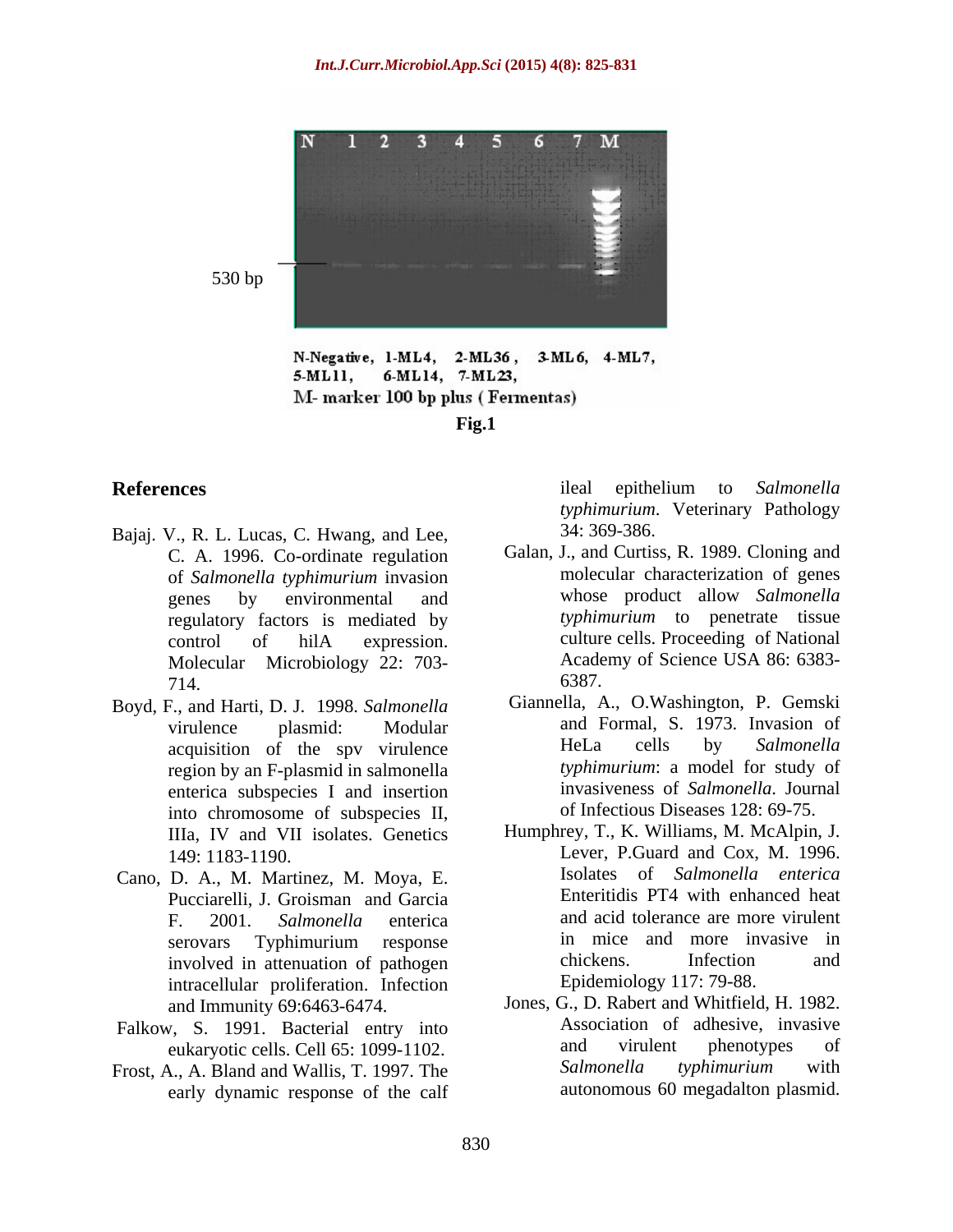530 bp

N-Negative, 1-ML4, 2-ML36, 3-ML6, 4-ML7, 5-ML11, 6-ML14, 7-ML23,
M- marker 100 bp plus ( Fermentas)

**Fig.1**

## References

Bajaj. V., R. L. Lucas, C. Hwang, and Lee, C. A. 1996. Co-ordinate regulation of *Salmonella typhimurium* invasion genes by environmental and regulatory factors is mediated by control of hilA expression. Molecular Microbiology 22: 703-714.

Boyd, F., and Harti, D. J. 1998. *Salmonella* virulence plasmid: Modular acquisition of the spv virulence region by an F-plasmid in salmonella enterica subspecies I and insertion into chromosome of subspecies II, IIIa, IV and VII isolates. Genetics 149: 1183-1190.

Cano, D. A., M. Martinez, M. Moya, E. Pucciarelli, J. Groisman and Garcia F. 2001. *Salmonella* enterica serovars Typhimurium response involved in attenuation of pathogen intracellular proliferation. Infection and Immunity 69:6463-6474.

Falkow, S. 1991. Bacterial entry into eukaryotic cells. Cell 65: 1099-1102.

Frost, A., A. Bland and Wallis, T. 1997. The early dynamic response of the calf ileal epithelium to *Salmonella typhimurium*. Veterinary Pathology 34: 369-386.

Galan, J., and Curtiss, R. 1989. Cloning and molecular characterization of genes whose product allow *Salmonella typhimurium* to penetrate tissue culture cells. Proceeding of National Academy of Science USA 86: 6383-6387.

Giannella, A., O.Washington, P. Gemski and Formal, S. 1973. Invasion of HeLa cells by *Salmonella typhimurium*: a model for study of invasiveness of *Salmonella*. Journal of Infectious Diseases 128: 69-75.

Humphrey, T., K. Williams, M. McAlpin, J. Lever, P.Guard and Cox, M. 1996. Isolates of *Salmonella enterica* Enteritidis PT4 with enhanced heat and acid tolerance are more virulent in mice and more invasive in chickens. Infection and Epidemiology 117: 79-88.

Jones, G., D. Rabert and Whitfield, H. 1982. Association of adhesive, invasive and virulent phenotypes of *Salmonella typhimurium* with autonomous 60 megadalton plasmid.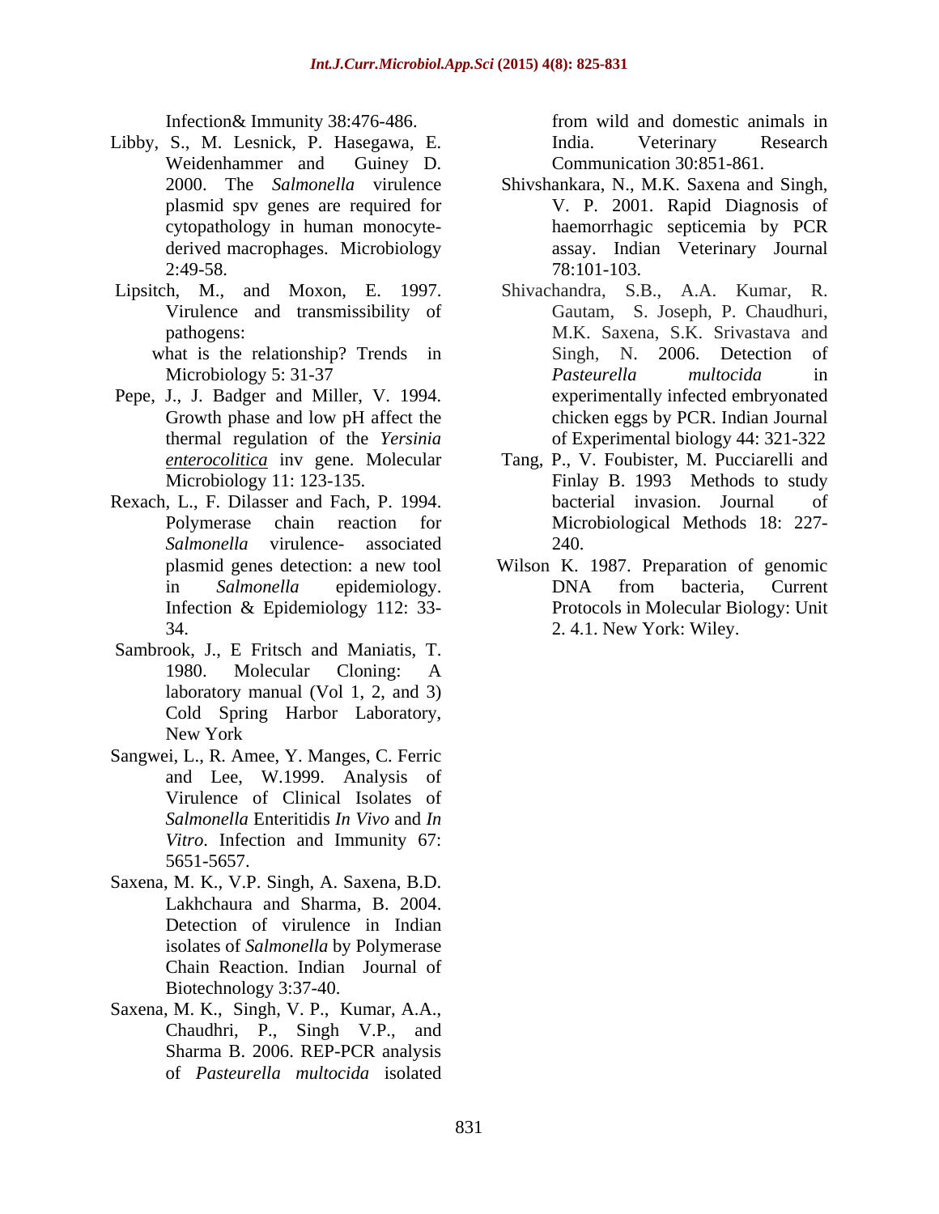Infection& Immunity 38:476-486.

Libby, S., M. Lesnick, P. Hasegawa, E. Weidenhammer and Guiney D. 2000. The *Salmonella* virulence plasmid spv genes are required for cytopathology in human monocyte-derived macrophages. Microbiology 2:49-58.

Lipsitch, M., and Moxon, E. 1997. Virulence and transmissibility of pathogens: what is the relationship? Trends in Microbiology 5: 31-37

Pepe, J., J. Badger and Miller, V. 1994. Growth phase and low pH affect the thermal regulation of the *Yersinia enterocolitica* inv gene. Molecular Microbiology 11: 123-135.

Rexach, L., F. Dilasser and Fach, P. 1994. Polymerase chain reaction for *Salmonella* virulence- associated plasmid genes detection: a new tool in *Salmonella* epidemiology. Infection & Epidemiology 112: 33-34.

Sambrook, J., E Fritsch and Maniatis, T. 1980. Molecular Cloning: A laboratory manual (Vol 1, 2, and 3) Cold Spring Harbor Laboratory, New York

Sangwei, L., R. Amee, Y. Manges, C. Ferric and Lee, W.1999. Analysis of Virulence of Clinical Isolates of *Salmonella* Enteritidis *In Vivo* and *In Vitro*. Infection and Immunity 67: 5651-5657.

Saxena, M. K., V.P. Singh, A. Saxena, B.D. Lakhchaura and Sharma, B. 2004. Detection of virulence in Indian isolates of *Salmonella* by Polymerase Chain Reaction. Indian Journal of Biotechnology 3:37-40.

Saxena, M. K., Singh, V. P., Kumar, A.A., Chaudhri, P., Singh V.P., and Sharma B. 2006. REP-PCR analysis of *Pasteurella multocida* isolated from wild and domestic animals in India. Veterinary Research Communication 30:851-861.

Shivshankara, N., M.K. Saxena and Singh, V. P. 2001. Rapid Diagnosis of haemorrhagic septicemia by PCR assay. Indian Veterinary Journal 78:101-103.

Shivachandra, S.B., A.A. Kumar, R. Gautam, S. Joseph, P. Chaudhuri, M.K. Saxena, S.K. Srivastava and Singh, N. 2006. Detection of *Pasteurella multocida* in experimentally infected embryonated chicken eggs by PCR. Indian Journal of Experimental biology 44: 321-322

Tang, P., V. Foubister, M. Pucciarelli and Finlay B. 1993 Methods to study bacterial invasion. Journal of Microbiological Methods 18: 227-240.

Wilson K. 1987. Preparation of genomic DNA from bacteria, Current Protocols in Molecular Biology: Unit 2. 4.1. New York: Wiley.